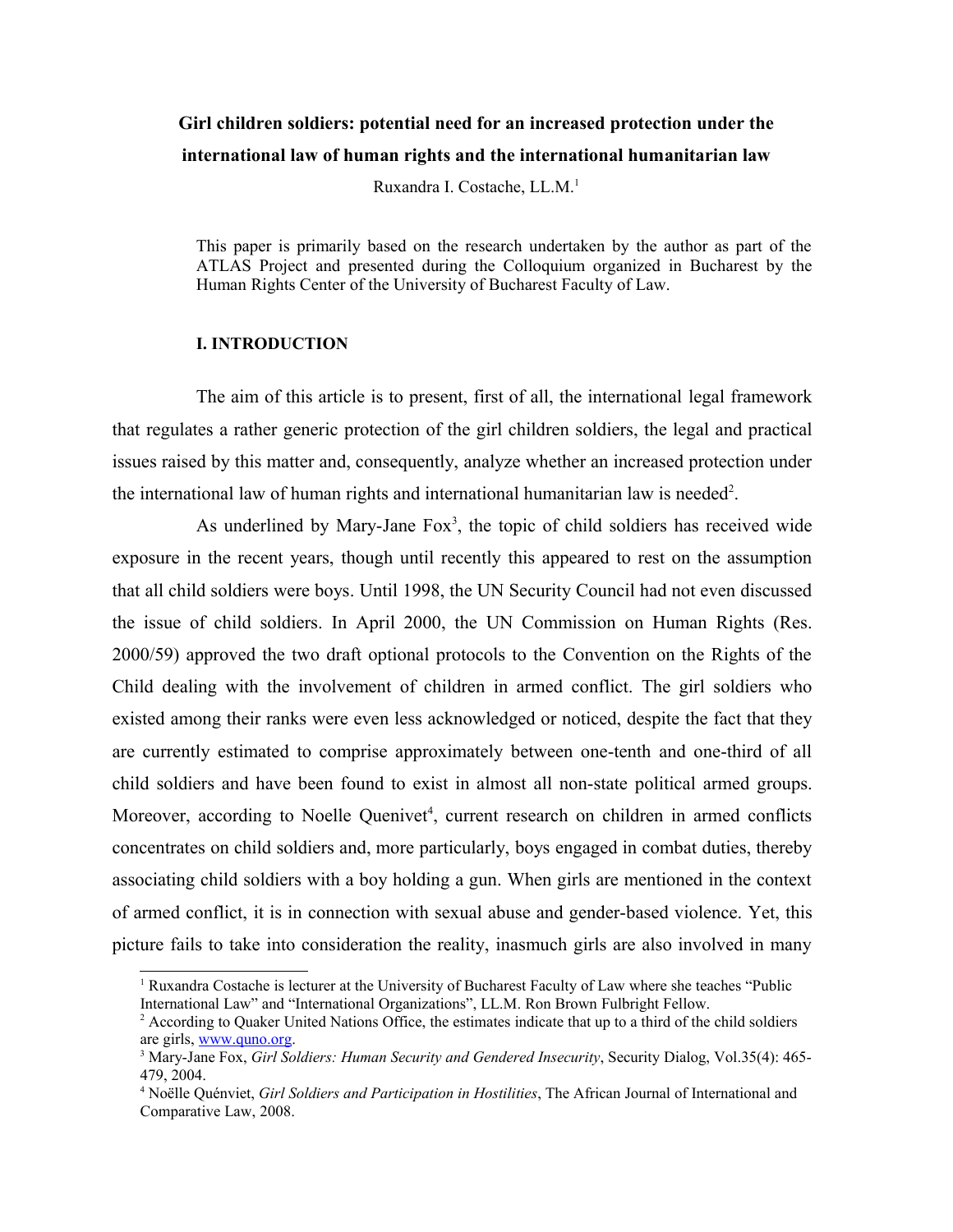# Girl children soldiers: potential need for an increased protection under the international law of human rights and the international humanitarian law

Ruxandra I. Costache, LL.M.[1]

This paper is primarily based on the research undertaken by the author as part of the ATLAS Project and presented during the Colloquium organized in Bucharest by the Human Rights Center of the University of Bucharest Faculty of Law.

## I. INTRODUCTION

The aim of this article is to present, first of all, the international legal framework that regulates a rather generic protection of the girl children soldiers, the legal and practical issues raised by this matter and, consequently, analyze whether an increased protection under the international law of human rights and international humanitarian law is needed[2].

As underlined by Mary-Jane Fox[3], the topic of child soldiers has received wide exposure in the recent years, though until recently this appeared to rest on the assumption that all child soldiers were boys. Until 1998, the UN Security Council had not even discussed the issue of child soldiers. In April 2000, the UN Commission on Human Rights (Res. 2000/59) approved the two draft optional protocols to the Convention on the Rights of the Child dealing with the involvement of children in armed conflict. The girl soldiers who existed among their ranks were even less acknowledged or noticed, despite the fact that they are currently estimated to comprise approximately between one-tenth and one-third of all child soldiers and have been found to exist in almost all non-state political armed groups. Moreover, according to Noelle Quenivet[4], current research on children in armed conflicts concentrates on child soldiers and, more particularly, boys engaged in combat duties, thereby associating child soldiers with a boy holding a gun. When girls are mentioned in the context of armed conflict, it is in connection with sexual abuse and gender-based violence. Yet, this picture fails to take into consideration the reality, inasmuch girls are also involved in many

---

[1] Ruxandra Costache is lecturer at the University of Bucharest Faculty of Law where she teaches "Public International Law" and "International Organizations", LL.M. Ron Brown Fulbright Fellow.

[2] According to Quaker United Nations Office, the estimates indicate that up to a third of the child soldiers are girls, www.quno.org.

[3] Mary-Jane Fox, *Girl Soldiers: Human Security and Gendered Insecurity*, Security Dialog, Vol.35(4): 465-479, 2004.

[4] Noëlle Quénviet, *Girl Soldiers and Participation in Hostilities*, The African Journal of International and Comparative Law, 2008.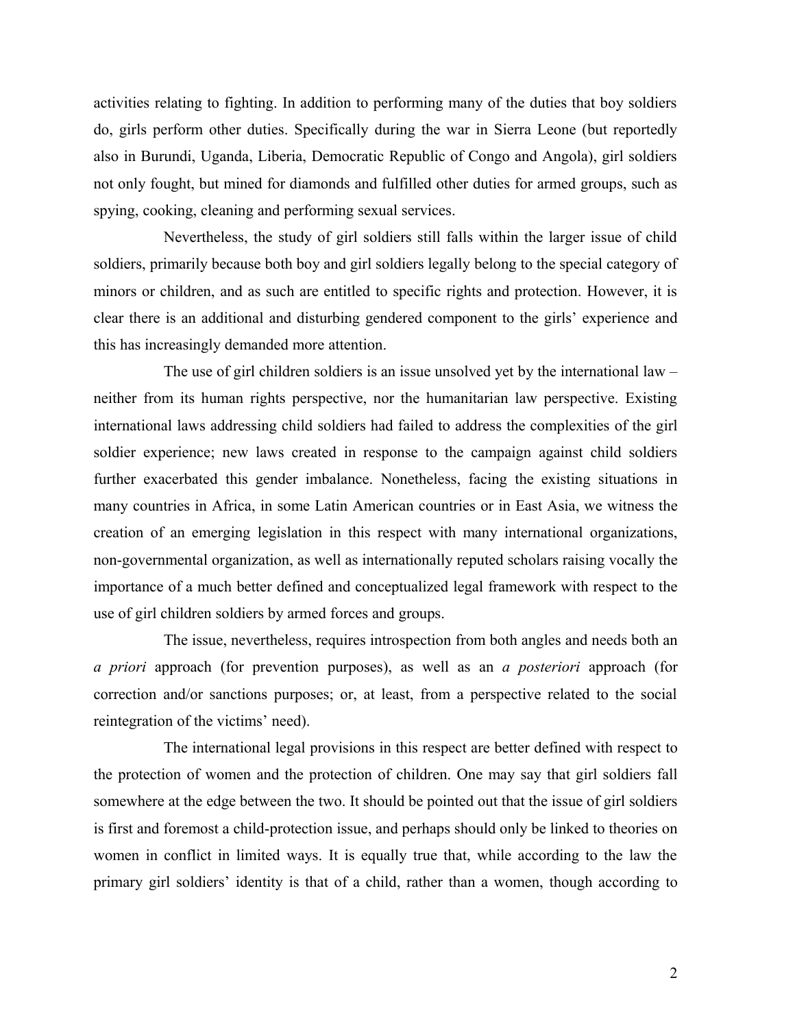activities relating to fighting. In addition to performing many of the duties that boy soldiers do, girls perform other duties. Specifically during the war in Sierra Leone (but reportedly also in Burundi, Uganda, Liberia, Democratic Republic of Congo and Angola), girl soldiers not only fought, but mined for diamonds and fulfilled other duties for armed groups, such as spying, cooking, cleaning and performing sexual services.

Nevertheless, the study of girl soldiers still falls within the larger issue of child soldiers, primarily because both boy and girl soldiers legally belong to the special category of minors or children, and as such are entitled to specific rights and protection. However, it is clear there is an additional and disturbing gendered component to the girls' experience and this has increasingly demanded more attention.

The use of girl children soldiers is an issue unsolved yet by the international law – neither from its human rights perspective, nor the humanitarian law perspective. Existing international laws addressing child soldiers had failed to address the complexities of the girl soldier experience; new laws created in response to the campaign against child soldiers further exacerbated this gender imbalance. Nonetheless, facing the existing situations in many countries in Africa, in some Latin American countries or in East Asia, we witness the creation of an emerging legislation in this respect with many international organizations, non-governmental organization, as well as internationally reputed scholars raising vocally the importance of a much better defined and conceptualized legal framework with respect to the use of girl children soldiers by armed forces and groups.

The issue, nevertheless, requires introspection from both angles and needs both an *a priori* approach (for prevention purposes), as well as an *a posteriori* approach (for correction and/or sanctions purposes; or, at least, from a perspective related to the social reintegration of the victims' need).

The international legal provisions in this respect are better defined with respect to the protection of women and the protection of children. One may say that girl soldiers fall somewhere at the edge between the two. It should be pointed out that the issue of girl soldiers is first and foremost a child-protection issue, and perhaps should only be linked to theories on women in conflict in limited ways. It is equally true that, while according to the law the primary girl soldiers' identity is that of a child, rather than a women, though according to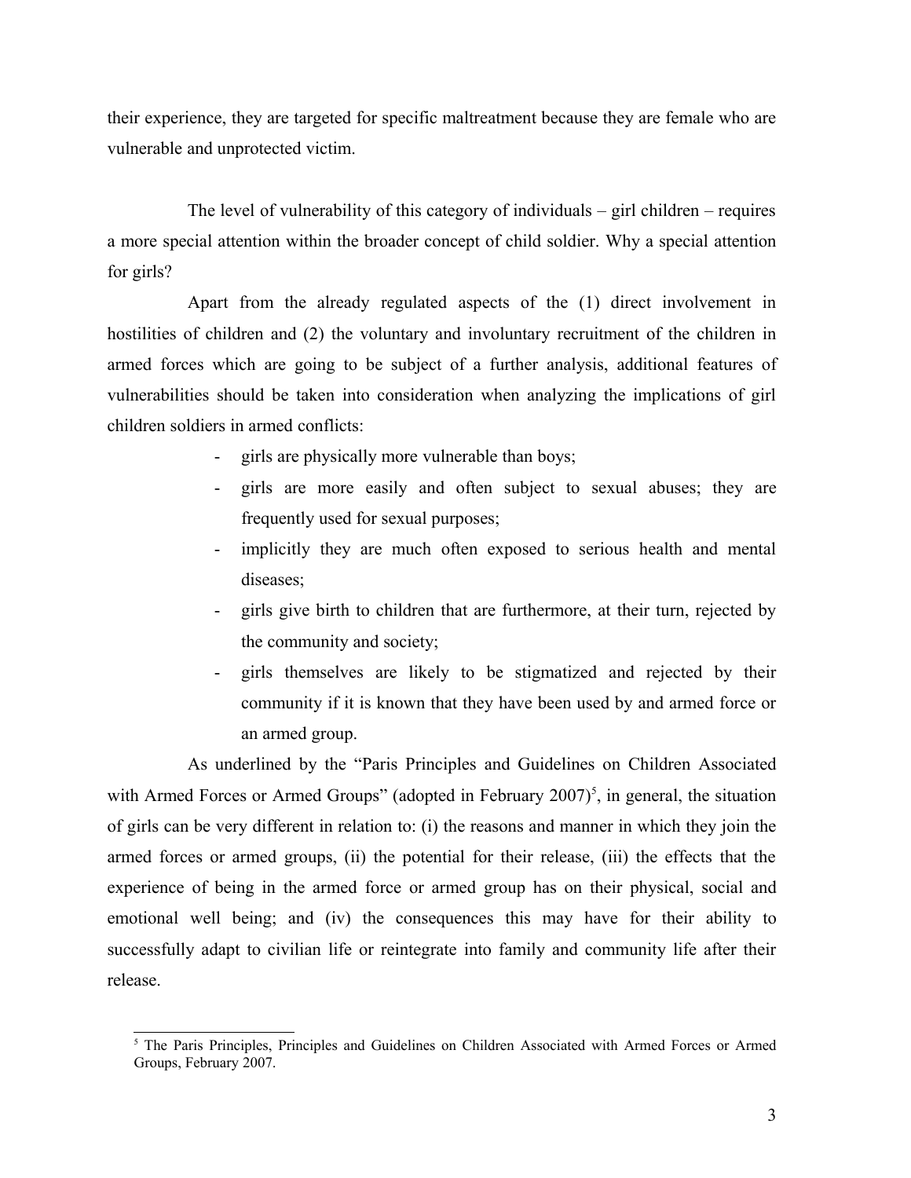their experience, they are targeted for specific maltreatment because they are female who are vulnerable and unprotected victim.

The level of vulnerability of this category of individuals – girl children – requires a more special attention within the broader concept of child soldier. Why a special attention for girls?

Apart from the already regulated aspects of the (1) direct involvement in hostilities of children and (2) the voluntary and involuntary recruitment of the children in armed forces which are going to be subject of a further analysis, additional features of vulnerabilities should be taken into consideration when analyzing the implications of girl children soldiers in armed conflicts:

- girls are physically more vulnerable than boys;
- girls are more easily and often subject to sexual abuses; they are frequently used for sexual purposes;
- implicitly they are much often exposed to serious health and mental diseases;
- girls give birth to children that are furthermore, at their turn, rejected by the community and society;
- girls themselves are likely to be stigmatized and rejected by their community if it is known that they have been used by and armed force or an armed group.

As underlined by the "Paris Principles and Guidelines on Children Associated with Armed Forces or Armed Groups" (adopted in February 2007)[5], in general, the situation of girls can be very different in relation to: (i) the reasons and manner in which they join the armed forces or armed groups, (ii) the potential for their release, (iii) the effects that the experience of being in the armed force or armed group has on their physical, social and emotional well being; and (iv) the consequences this may have for their ability to successfully adapt to civilian life or reintegrate into family and community life after their release.

[5] The Paris Principles, Principles and Guidelines on Children Associated with Armed Forces or Armed Groups, February 2007.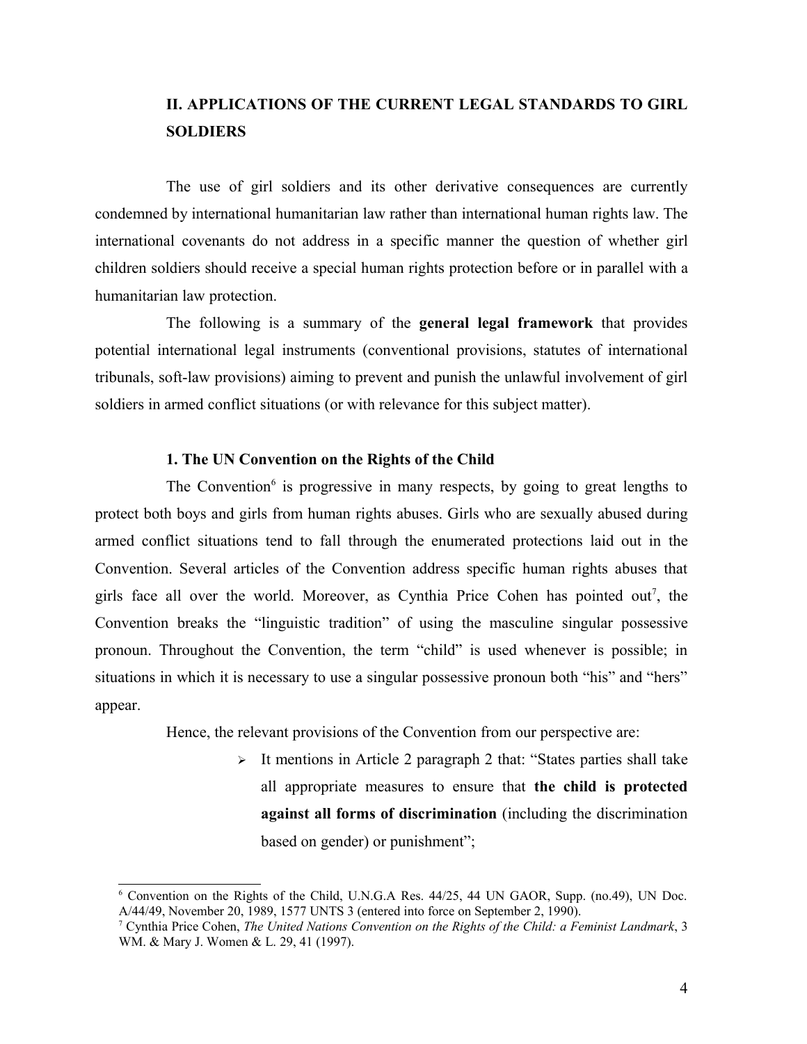## II. APPLICATIONS OF THE CURRENT LEGAL STANDARDS TO GIRL SOLDIERS

The use of girl soldiers and its other derivative consequences are currently condemned by international humanitarian law rather than international human rights law. The international covenants do not address in a specific manner the question of whether girl children soldiers should receive a special human rights protection before or in parallel with a humanitarian law protection.

The following is a summary of the **general legal framework** that provides potential international legal instruments (conventional provisions, statutes of international tribunals, soft-law provisions) aiming to prevent and punish the unlawful involvement of girl soldiers in armed conflict situations (or with relevance for this subject matter).

### 1. The UN Convention on the Rights of the Child

The Convention[6] is progressive in many respects, by going to great lengths to protect both boys and girls from human rights abuses. Girls who are sexually abused during armed conflict situations tend to fall through the enumerated protections laid out in the Convention. Several articles of the Convention address specific human rights abuses that girls face all over the world. Moreover, as Cynthia Price Cohen has pointed out[7], the Convention breaks the "linguistic tradition" of using the masculine singular possessive pronoun. Throughout the Convention, the term "child" is used whenever is possible; in situations in which it is necessary to use a singular possessive pronoun both "his" and "hers" appear.

Hence, the relevant provisions of the Convention from our perspective are:

- It mentions in Article 2 paragraph 2 that: "States parties shall take all appropriate measures to ensure that **the child is protected against all forms of discrimination** (including the discrimination based on gender) or punishment";

---

[6] Convention on the Rights of the Child, U.N.G.A Res. 44/25, 44 UN GAOR, Supp. (no.49), UN Doc. A/44/49, November 20, 1989, 1577 UNTS 3 (entered into force on September 2, 1990).

[7] Cynthia Price Cohen, *The United Nations Convention on the Rights of the Child: a Feminist Landmark*, 3 WM. & Mary J. Women & L. 29, 41 (1997).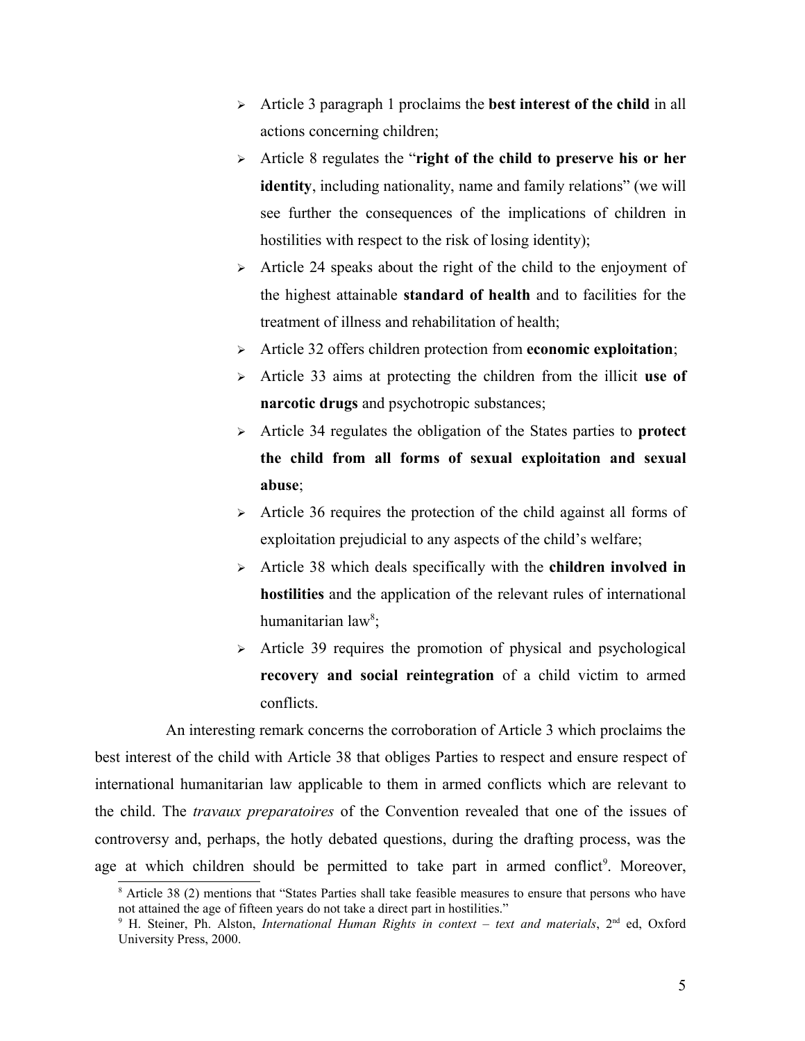- Article 3 paragraph 1 proclaims the **best interest of the child** in all actions concerning children;
- Article 8 regulates the "**right of the child to preserve his or her identity**, including nationality, name and family relations" (we will see further the consequences of the implications of children in hostilities with respect to the risk of losing identity);
- Article 24 speaks about the right of the child to the enjoyment of the highest attainable **standard of health** and to facilities for the treatment of illness and rehabilitation of health;
- Article 32 offers children protection from **economic exploitation**;
- Article 33 aims at protecting the children from the illicit **use of narcotic drugs** and psychotropic substances;
- Article 34 regulates the obligation of the States parties to **protect the child from all forms of sexual exploitation and sexual abuse**;
- Article 36 requires the protection of the child against all forms of exploitation prejudicial to any aspects of the child's welfare;
- Article 38 which deals specifically with the **children involved in hostilities** and the application of the relevant rules of international humanitarian law[8];
- Article 39 requires the promotion of physical and psychological **recovery and social reintegration** of a child victim to armed conflicts.

An interesting remark concerns the corroboration of Article 3 which proclaims the best interest of the child with Article 38 that obliges Parties to respect and ensure respect of international humanitarian law applicable to them in armed conflicts which are relevant to the child. The *travaux preparatoires* of the Convention revealed that one of the issues of controversy and, perhaps, the hotly debated questions, during the drafting process, was the age at which children should be permitted to take part in armed conflict[9]. Moreover,

[8] Article 38 (2) mentions that "States Parties shall take feasible measures to ensure that persons who have not attained the age of fifteen years do not take a direct part in hostilities."

[9] H. Steiner, Ph. Alston, *International Human Rights in context – text and materials*, 2nd ed, Oxford University Press, 2000.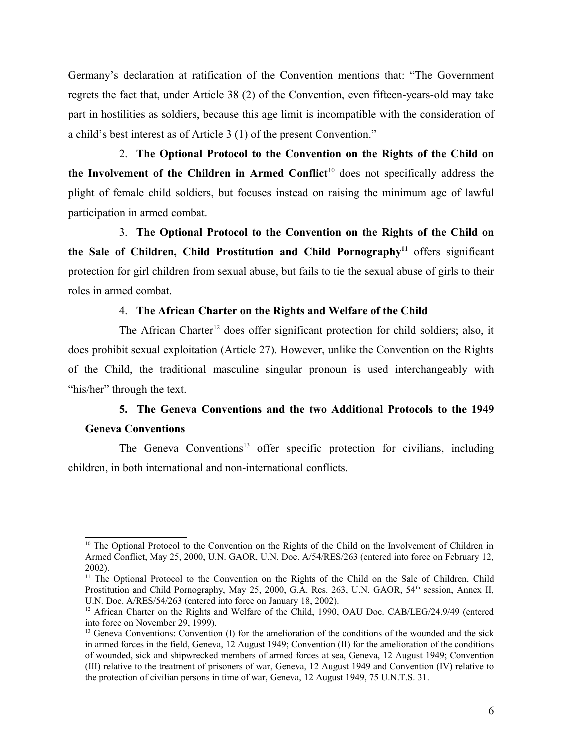Germany's declaration at ratification of the Convention mentions that: "The Government regrets the fact that, under Article 38 (2) of the Convention, even fifteen-years-old may take part in hostilities as soldiers, because this age limit is incompatible with the consideration of a child's best interest as of Article 3 (1) of the present Convention."

2. **The Optional Protocol to the Convention on the Rights of the Child on the Involvement of the Children in Armed Conflict**[10] does not specifically address the plight of female child soldiers, but focuses instead on raising the minimum age of lawful participation in armed combat.

3. **The Optional Protocol to the Convention on the Rights of the Child on the Sale of Children, Child Prostitution and Child Pornography**[11] offers significant protection for girl children from sexual abuse, but fails to tie the sexual abuse of girls to their roles in armed combat.

4. **The African Charter on the Rights and Welfare of the Child**

The African Charter[12] does offer significant protection for child soldiers; also, it does prohibit sexual exploitation (Article 27). However, unlike the Convention on the Rights of the Child, the traditional masculine singular pronoun is used interchangeably with "his/her" through the text.

5. **The Geneva Conventions and the two Additional Protocols to the 1949 Geneva Conventions**

The Geneva Conventions[13] offer specific protection for civilians, including children, in both international and non-international conflicts.

---

[10] The Optional Protocol to the Convention on the Rights of the Child on the Involvement of Children in Armed Conflict, May 25, 2000, U.N. GAOR, U.N. Doc. A/54/RES/263 (entered into force on February 12, 2002).

[11] The Optional Protocol to the Convention on the Rights of the Child on the Sale of Children, Child Prostitution and Child Pornography, May 25, 2000, G.A. Res. 263, U.N. GAOR, 54th session, Annex II, U.N. Doc. A/RES/54/263 (entered into force on January 18, 2002).

[12] African Charter on the Rights and Welfare of the Child, 1990, OAU Doc. CAB/LEG/24.9/49 (entered into force on November 29, 1999).

[13] Geneva Conventions: Convention (I) for the amelioration of the conditions of the wounded and the sick in armed forces in the field, Geneva, 12 August 1949; Convention (II) for the amelioration of the conditions of wounded, sick and shipwrecked members of armed forces at sea, Geneva, 12 August 1949; Convention (III) relative to the treatment of prisoners of war, Geneva, 12 August 1949 and Convention (IV) relative to the protection of civilian persons in time of war, Geneva, 12 August 1949, 75 U.N.T.S. 31.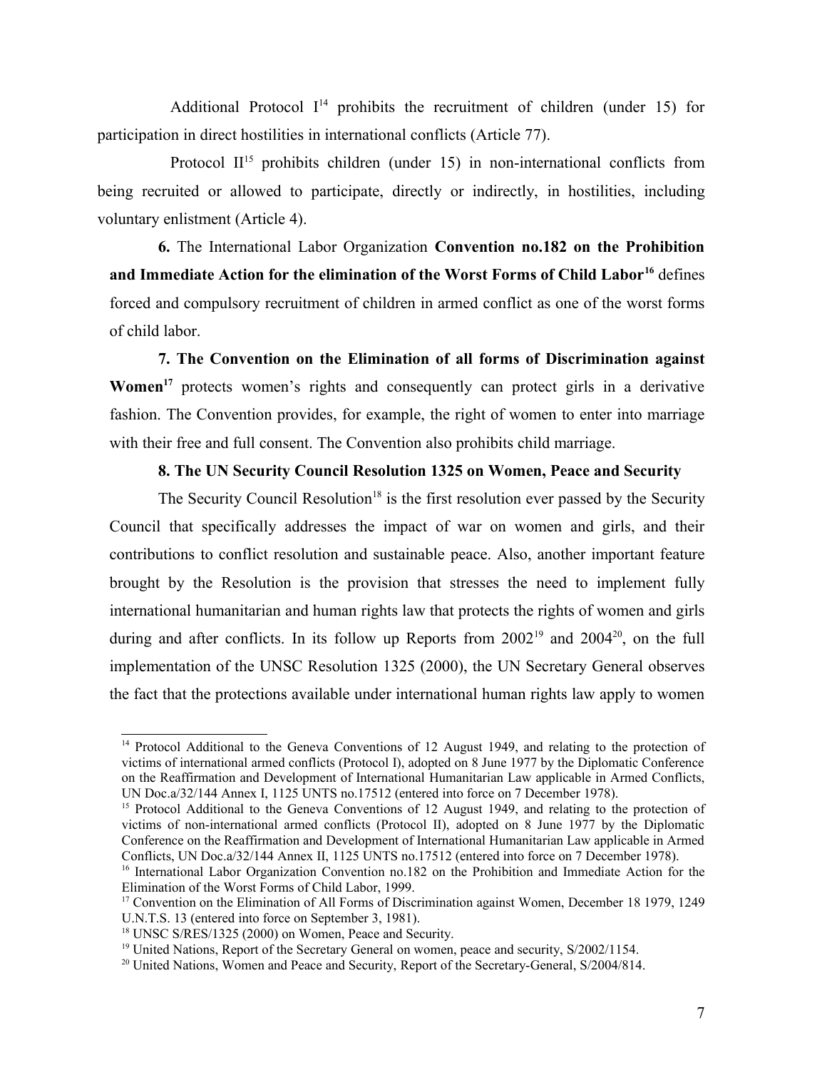Additional Protocol I[14] prohibits the recruitment of children (under 15) for participation in direct hostilities in international conflicts (Article 77).

Protocol II[15] prohibits children (under 15) in non-international conflicts from being recruited or allowed to participate, directly or indirectly, in hostilities, including voluntary enlistment (Article 4).

**6.** The International Labor Organization **Convention no.182 on the Prohibition and Immediate Action for the elimination of the Worst Forms of Child Labor**[16] defines forced and compulsory recruitment of children in armed conflict as one of the worst forms of child labor.

**7. The Convention on the Elimination of all forms of Discrimination against Women**[17] protects women's rights and consequently can protect girls in a derivative fashion. The Convention provides, for example, the right of women to enter into marriage with their free and full consent. The Convention also prohibits child marriage.

**8. The UN Security Council Resolution 1325 on Women, Peace and Security**

The Security Council Resolution[18] is the first resolution ever passed by the Security Council that specifically addresses the impact of war on women and girls, and their contributions to conflict resolution and sustainable peace. Also, another important feature brought by the Resolution is the provision that stresses the need to implement fully international humanitarian and human rights law that protects the rights of women and girls during and after conflicts. In its follow up Reports from 2002[19] and 2004[20], on the full implementation of the UNSC Resolution 1325 (2000), the UN Secretary General observes the fact that the protections available under international human rights law apply to women

---

[14] Protocol Additional to the Geneva Conventions of 12 August 1949, and relating to the protection of victims of international armed conflicts (Protocol I), adopted on 8 June 1977 by the Diplomatic Conference on the Reaffirmation and Development of International Humanitarian Law applicable in Armed Conflicts, UN Doc.a/32/144 Annex I, 1125 UNTS no.17512 (entered into force on 7 December 1978).

[15] Protocol Additional to the Geneva Conventions of 12 August 1949, and relating to the protection of victims of non-international armed conflicts (Protocol II), adopted on 8 June 1977 by the Diplomatic Conference on the Reaffirmation and Development of International Humanitarian Law applicable in Armed Conflicts, UN Doc.a/32/144 Annex II, 1125 UNTS no.17512 (entered into force on 7 December 1978).

[16] International Labor Organization Convention no.182 on the Prohibition and Immediate Action for the Elimination of the Worst Forms of Child Labor, 1999.

[17] Convention on the Elimination of All Forms of Discrimination against Women, December 18 1979, 1249 U.N.T.S. 13 (entered into force on September 3, 1981).

[18] UNSC S/RES/1325 (2000) on Women, Peace and Security.

[19] United Nations, Report of the Secretary General on women, peace and security, S/2002/1154.

[20] United Nations, Women and Peace and Security, Report of the Secretary-General, S/2004/814.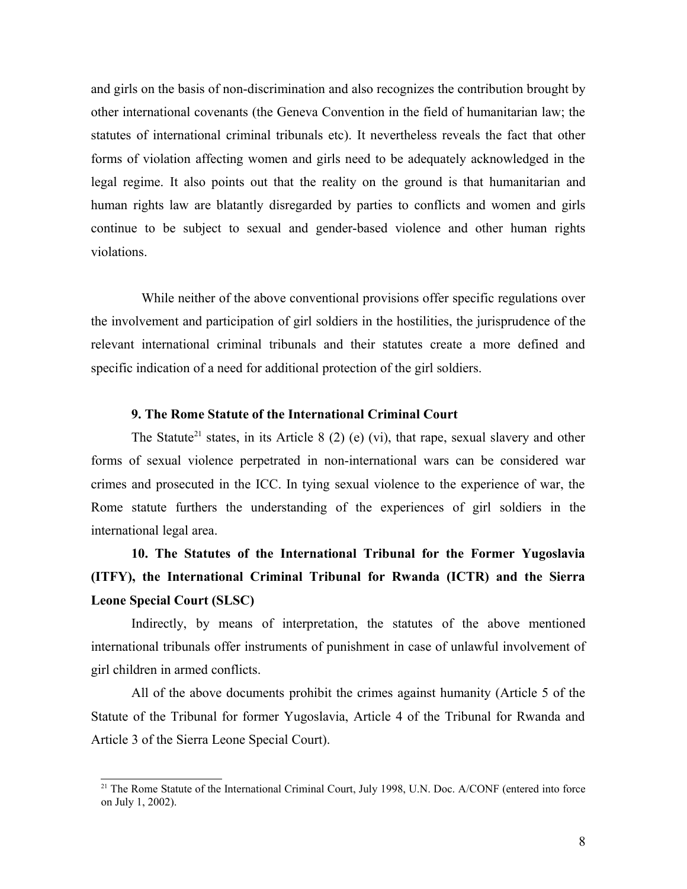and girls on the basis of non-discrimination and also recognizes the contribution brought by other international covenants (the Geneva Convention in the field of humanitarian law; the statutes of international criminal tribunals etc). It nevertheless reveals the fact that other forms of violation affecting women and girls need to be adequately acknowledged in the legal regime. It also points out that the reality on the ground is that humanitarian and human rights law are blatantly disregarded by parties to conflicts and women and girls continue to be subject to sexual and gender-based violence and other human rights violations.

While neither of the above conventional provisions offer specific regulations over the involvement and participation of girl soldiers in the hostilities, the jurisprudence of the relevant international criminal tribunals and their statutes create a more defined and specific indication of a need for additional protection of the girl soldiers.

**9. The Rome Statute of the International Criminal Court**

The Statute[21] states, in its Article 8 (2) (e) (vi), that rape, sexual slavery and other forms of sexual violence perpetrated in non-international wars can be considered war crimes and prosecuted in the ICC. In tying sexual violence to the experience of war, the Rome statute furthers the understanding of the experiences of girl soldiers in the international legal area.

**10. The Statutes of the International Tribunal for the Former Yugoslavia (ITFY), the International Criminal Tribunal for Rwanda (ICTR) and the Sierra Leone Special Court (SLSC)**

Indirectly, by means of interpretation, the statutes of the above mentioned international tribunals offer instruments of punishment in case of unlawful involvement of girl children in armed conflicts.

All of the above documents prohibit the crimes against humanity (Article 5 of the Statute of the Tribunal for former Yugoslavia, Article 4 of the Tribunal for Rwanda and Article 3 of the Sierra Leone Special Court).

[21] The Rome Statute of the International Criminal Court, July 1998, U.N. Doc. A/CONF (entered into force on July 1, 2002).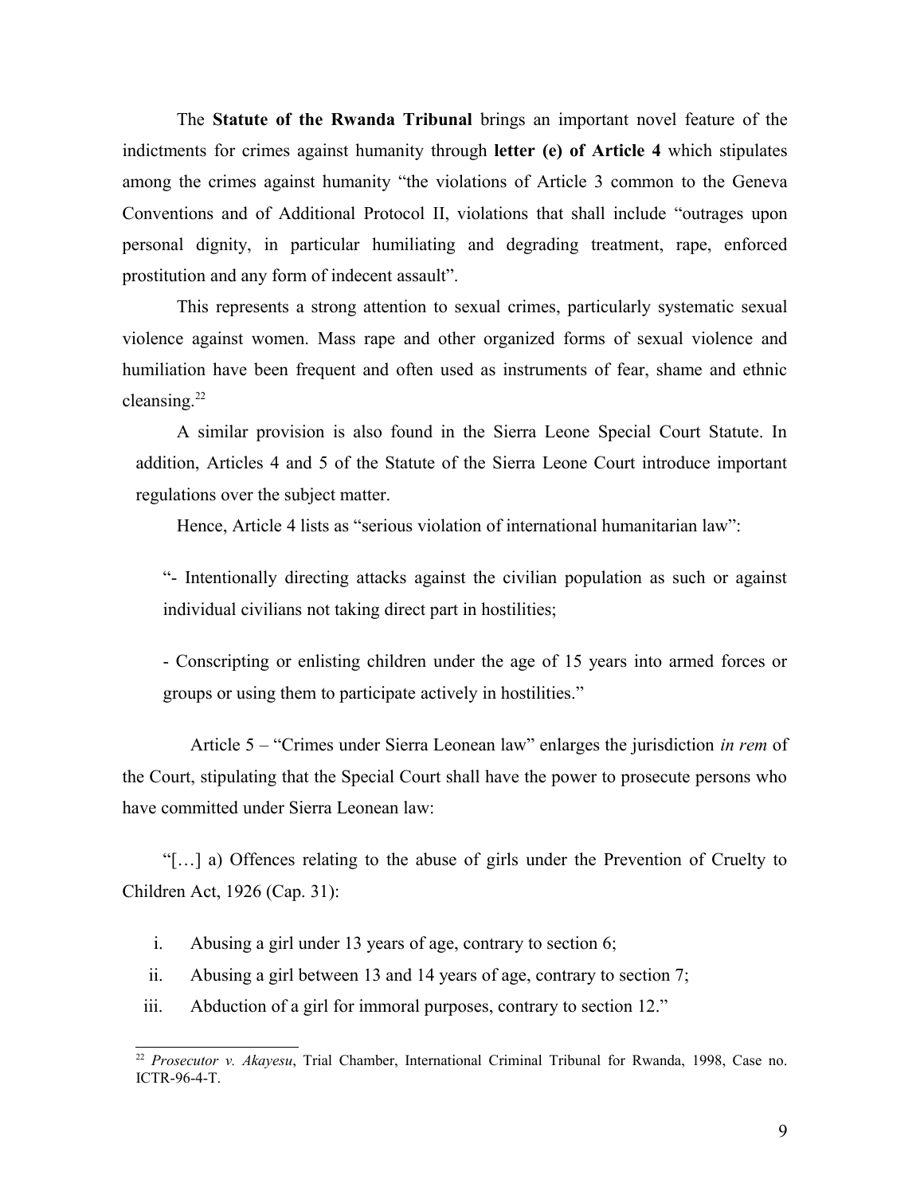The **Statute of the Rwanda Tribunal** brings an important novel feature of the indictments for crimes against humanity through **letter (e) of Article 4** which stipulates among the crimes against humanity "the violations of Article 3 common to the Geneva Conventions and of Additional Protocol II, violations that shall include "outrages upon personal dignity, in particular humiliating and degrading treatment, rape, enforced prostitution and any form of indecent assault".

This represents a strong attention to sexual crimes, particularly systematic sexual violence against women. Mass rape and other organized forms of sexual violence and humiliation have been frequent and often used as instruments of fear, shame and ethnic cleansing.[22]

A similar provision is also found in the Sierra Leone Special Court Statute. In addition, Articles 4 and 5 of the Statute of the Sierra Leone Court introduce important regulations over the subject matter.

Hence, Article 4 lists as "serious violation of international humanitarian law":

"- Intentionally directing attacks against the civilian population as such or against individual civilians not taking direct part in hostilities;

- Conscripting or enlisting children under the age of 15 years into armed forces or groups or using them to participate actively in hostilities."

Article 5 – "Crimes under Sierra Leonean law" enlarges the jurisdiction *in rem* of the Court, stipulating that the Special Court shall have the power to prosecute persons who have committed under Sierra Leonean law:

"[…] a) Offences relating to the abuse of girls under the Prevention of Cruelty to Children Act, 1926 (Cap. 31):

i. Abusing a girl under 13 years of age, contrary to section 6;
ii. Abusing a girl between 13 and 14 years of age, contrary to section 7;
iii. Abduction of a girl for immoral purposes, contrary to section 12."

---

[22] *Prosecutor v. Akayesu*, Trial Chamber, International Criminal Tribunal for Rwanda, 1998, Case no. ICTR-96-4-T.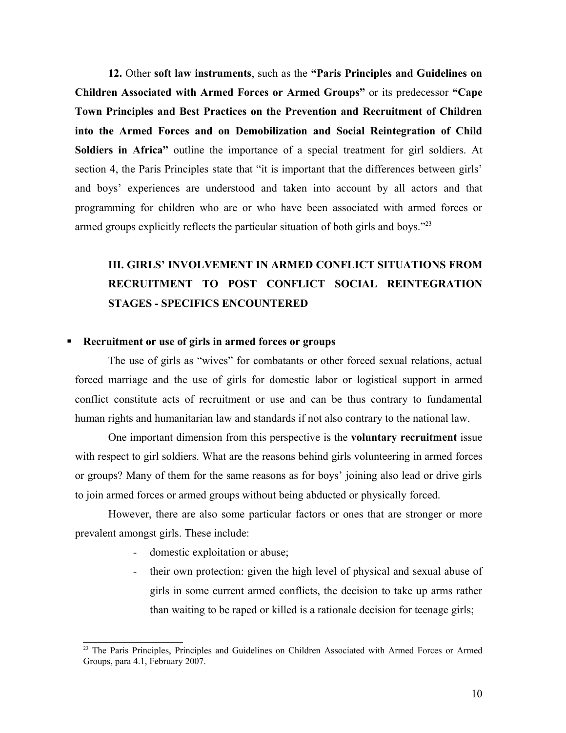**12.** Other **soft law instruments**, such as the **"Paris Principles and Guidelines on Children Associated with Armed Forces or Armed Groups"** or its predecessor **"Cape Town Principles and Best Practices on the Prevention and Recruitment of Children into the Armed Forces and on Demobilization and Social Reintegration of Child Soldiers in Africa"** outline the importance of a special treatment for girl soldiers. At section 4, the Paris Principles state that "it is important that the differences between girls' and boys' experiences are understood and taken into account by all actors and that programming for children who are or who have been associated with armed forces or armed groups explicitly reflects the particular situation of both girls and boys."[23]

## III. GIRLS' INVOLVEMENT IN ARMED CONFLICT SITUATIONS FROM RECRUITMENT TO POST CONFLICT SOCIAL REINTEGRATION STAGES - SPECIFICS ENCOUNTERED

- **Recruitment or use of girls in armed forces or groups**

The use of girls as "wives" for combatants or other forced sexual relations, actual forced marriage and the use of girls for domestic labor or logistical support in armed conflict constitute acts of recruitment or use and can be thus contrary to fundamental human rights and humanitarian law and standards if not also contrary to the national law.

One important dimension from this perspective is the **voluntary recruitment** issue with respect to girl soldiers. What are the reasons behind girls volunteering in armed forces or groups? Many of them for the same reasons as for boys' joining also lead or drive girls to join armed forces or armed groups without being abducted or physically forced.

However, there are also some particular factors or ones that are stronger or more prevalent amongst girls. These include:

- domestic exploitation or abuse;
- their own protection: given the high level of physical and sexual abuse of girls in some current armed conflicts, the decision to take up arms rather than waiting to be raped or killed is a rationale decision for teenage girls;

---

[23] The Paris Principles, Principles and Guidelines on Children Associated with Armed Forces or Armed Groups, para 4.1, February 2007.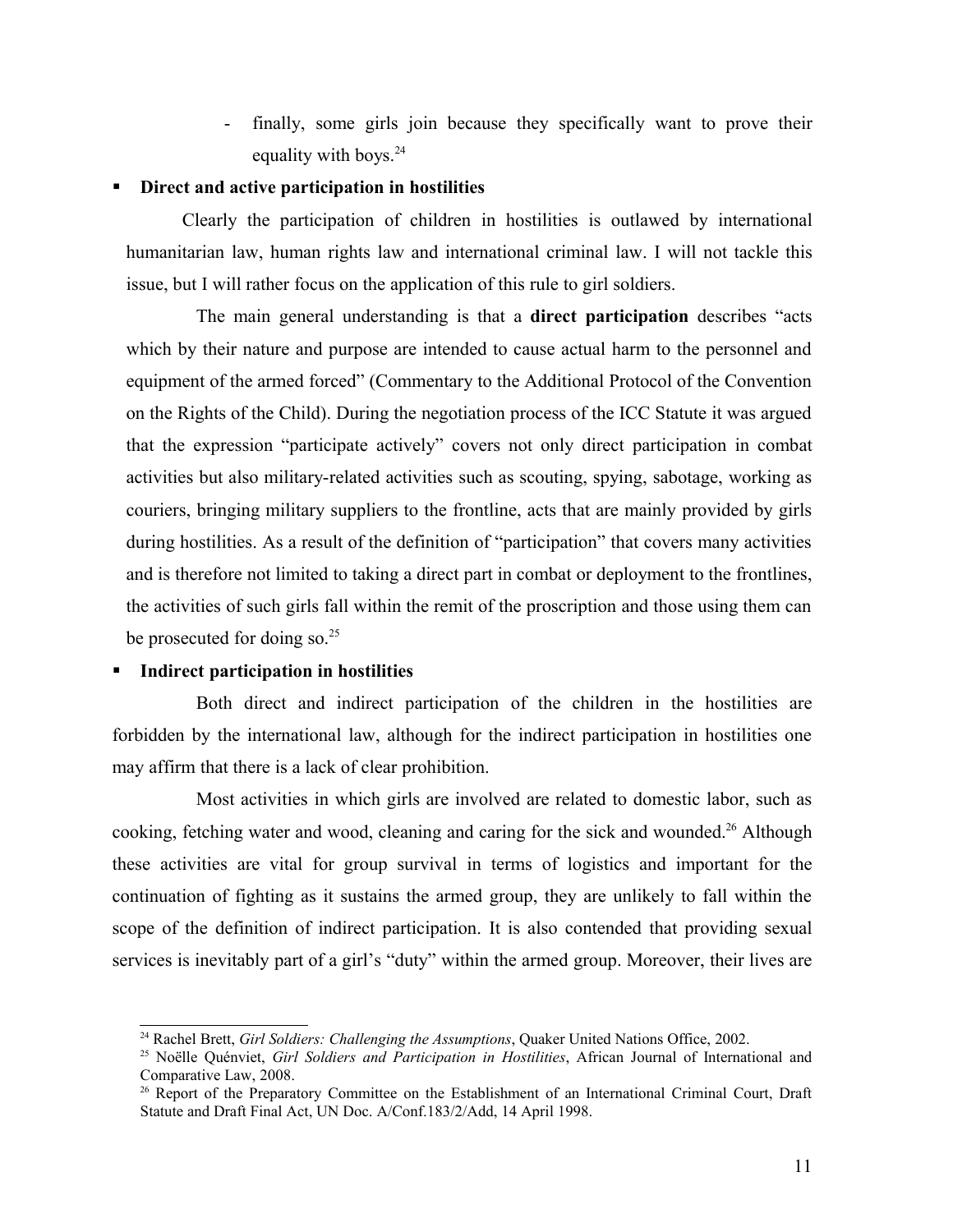- finally, some girls join because they specifically want to prove their equality with boys.[24]

- **Direct and active participation in hostilities**

Clearly the participation of children in hostilities is outlawed by international humanitarian law, human rights law and international criminal law. I will not tackle this issue, but I will rather focus on the application of this rule to girl soldiers.

The main general understanding is that a **direct participation** describes "acts which by their nature and purpose are intended to cause actual harm to the personnel and equipment of the armed forced" (Commentary to the Additional Protocol of the Convention on the Rights of the Child). During the negotiation process of the ICC Statute it was argued that the expression "participate actively" covers not only direct participation in combat activities but also military-related activities such as scouting, spying, sabotage, working as couriers, bringing military suppliers to the frontline, acts that are mainly provided by girls during hostilities. As a result of the definition of "participation" that covers many activities and is therefore not limited to taking a direct part in combat or deployment to the frontlines, the activities of such girls fall within the remit of the proscription and those using them can be prosecuted for doing so.[25]

- **Indirect participation in hostilities**

Both direct and indirect participation of the children in the hostilities are forbidden by the international law, although for the indirect participation in hostilities one may affirm that there is a lack of clear prohibition.

Most activities in which girls are involved are related to domestic labor, such as cooking, fetching water and wood, cleaning and caring for the sick and wounded.[26] Although these activities are vital for group survival in terms of logistics and important for the continuation of fighting as it sustains the armed group, they are unlikely to fall within the scope of the definition of indirect participation. It is also contended that providing sexual services is inevitably part of a girl's "duty" within the armed group. Moreover, their lives are

---

[24] Rachel Brett, *Girl Soldiers: Challenging the Assumptions*, Quaker United Nations Office, 2002.

[25] Noëlle Quénviet, *Girl Soldiers and Participation in Hostilities*, African Journal of International and Comparative Law, 2008.

[26] Report of the Preparatory Committee on the Establishment of an International Criminal Court, Draft Statute and Draft Final Act, UN Doc. A/Conf.183/2/Add, 14 April 1998.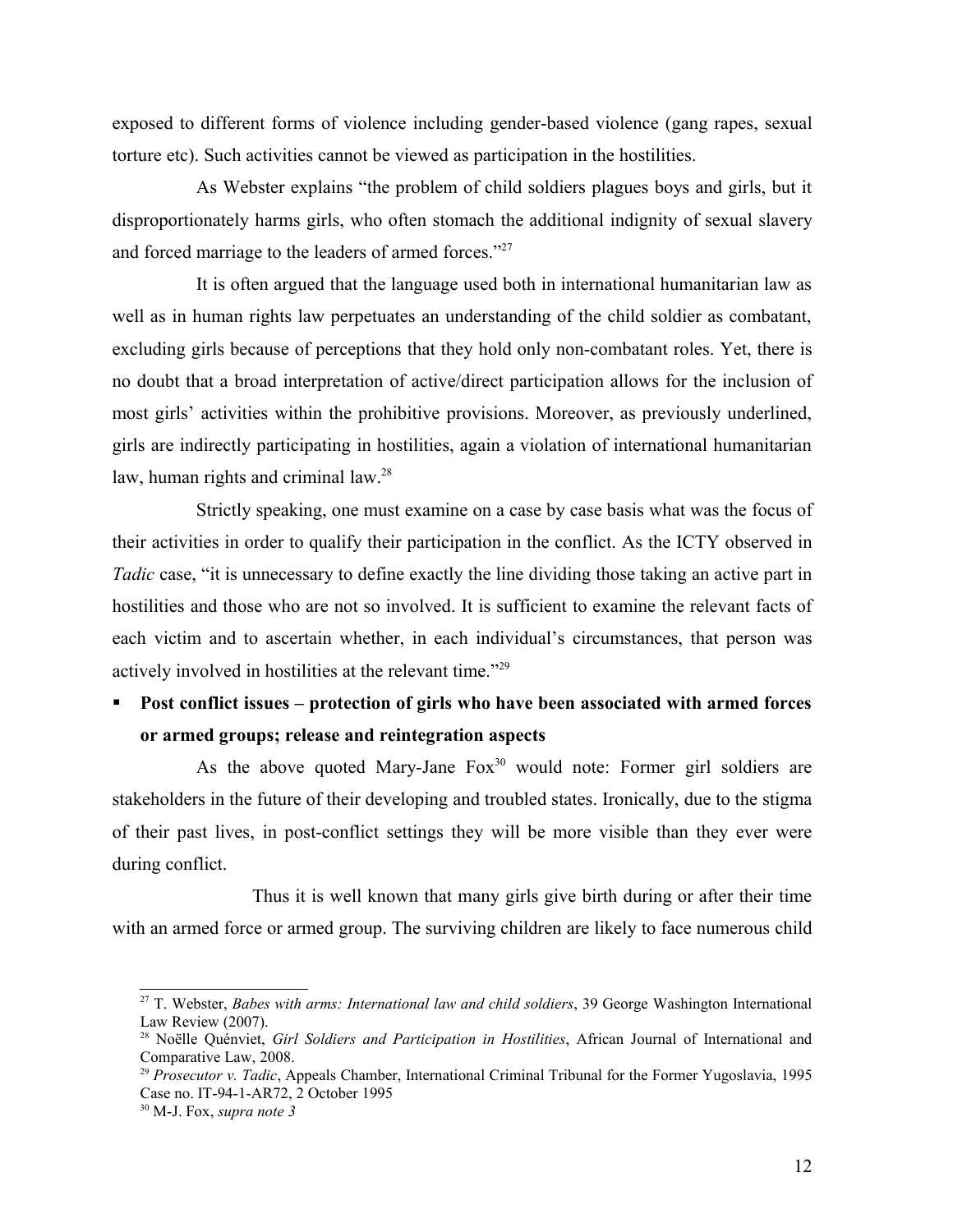exposed to different forms of violence including gender-based violence (gang rapes, sexual torture etc). Such activities cannot be viewed as participation in the hostilities.

As Webster explains "the problem of child soldiers plagues boys and girls, but it disproportionately harms girls, who often stomach the additional indignity of sexual slavery and forced marriage to the leaders of armed forces."[27]

It is often argued that the language used both in international humanitarian law as well as in human rights law perpetuates an understanding of the child soldier as combatant, excluding girls because of perceptions that they hold only non-combatant roles. Yet, there is no doubt that a broad interpretation of active/direct participation allows for the inclusion of most girls' activities within the prohibitive provisions. Moreover, as previously underlined, girls are indirectly participating in hostilities, again a violation of international humanitarian law, human rights and criminal law.[28]

Strictly speaking, one must examine on a case by case basis what was the focus of their activities in order to qualify their participation in the conflict. As the ICTY observed in *Tadic* case, "it is unnecessary to define exactly the line dividing those taking an active part in hostilities and those who are not so involved. It is sufficient to examine the relevant facts of each victim and to ascertain whether, in each individual's circumstances, that person was actively involved in hostilities at the relevant time."[29]

- **Post conflict issues – protection of girls who have been associated with armed forces or armed groups; release and reintegration aspects**

As the above quoted Mary-Jane Fox[30] would note: Former girl soldiers are stakeholders in the future of their developing and troubled states. Ironically, due to the stigma of their past lives, in post-conflict settings they will be more visible than they ever were during conflict.

Thus it is well known that many girls give birth during or after their time with an armed force or armed group. The surviving children are likely to face numerous child

---

[27] T. Webster, *Babes with arms: International law and child soldiers*, 39 George Washington International Law Review (2007).

[28] Noëlle Quénviet, *Girl Soldiers and Participation in Hostilities*, African Journal of International and Comparative Law, 2008.

[29] *Prosecutor v. Tadic*, Appeals Chamber, International Criminal Tribunal for the Former Yugoslavia, 1995 Case no. IT-94-1-AR72, 2 October 1995

[30] M-J. Fox, *supra note 3*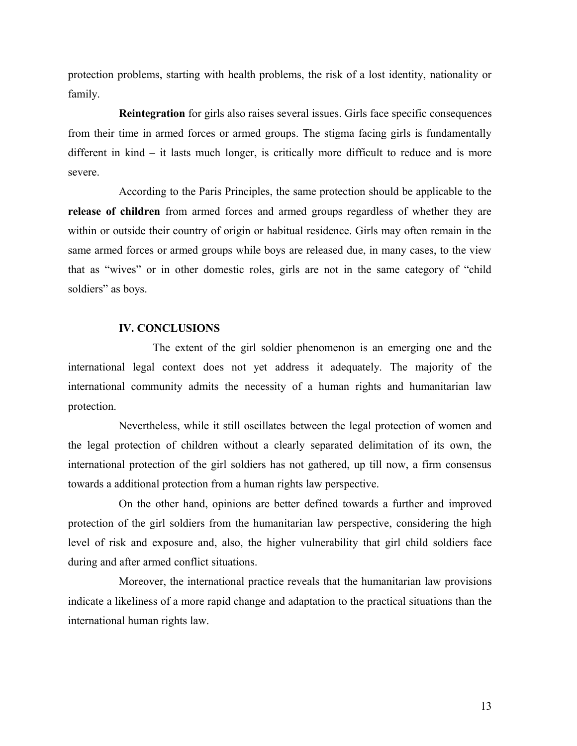protection problems, starting with health problems, the risk of a lost identity, nationality or family.

**Reintegration** for girls also raises several issues. Girls face specific consequences from their time in armed forces or armed groups. The stigma facing girls is fundamentally different in kind – it lasts much longer, is critically more difficult to reduce and is more severe.

According to the Paris Principles, the same protection should be applicable to the **release of children** from armed forces and armed groups regardless of whether they are within or outside their country of origin or habitual residence. Girls may often remain in the same armed forces or armed groups while boys are released due, in many cases, to the view that as "wives" or in other domestic roles, girls are not in the same category of "child soldiers" as boys.

## IV. CONCLUSIONS

The extent of the girl soldier phenomenon is an emerging one and the international legal context does not yet address it adequately. The majority of the international community admits the necessity of a human rights and humanitarian law protection.

Nevertheless, while it still oscillates between the legal protection of women and the legal protection of children without a clearly separated delimitation of its own, the international protection of the girl soldiers has not gathered, up till now, a firm consensus towards a additional protection from a human rights law perspective.

On the other hand, opinions are better defined towards a further and improved protection of the girl soldiers from the humanitarian law perspective, considering the high level of risk and exposure and, also, the higher vulnerability that girl child soldiers face during and after armed conflict situations.

Moreover, the international practice reveals that the humanitarian law provisions indicate a likeliness of a more rapid change and adaptation to the practical situations than the international human rights law.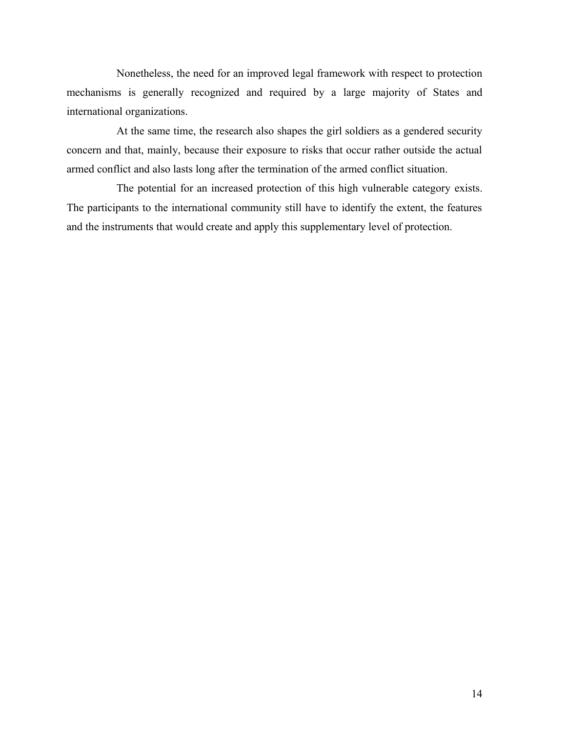Nonetheless, the need for an improved legal framework with respect to protection mechanisms is generally recognized and required by a large majority of States and international organizations.

At the same time, the research also shapes the girl soldiers as a gendered security concern and that, mainly, because their exposure to risks that occur rather outside the actual armed conflict and also lasts long after the termination of the armed conflict situation.

The potential for an increased protection of this high vulnerable category exists. The participants to the international community still have to identify the extent, the features and the instruments that would create and apply this supplementary level of protection.